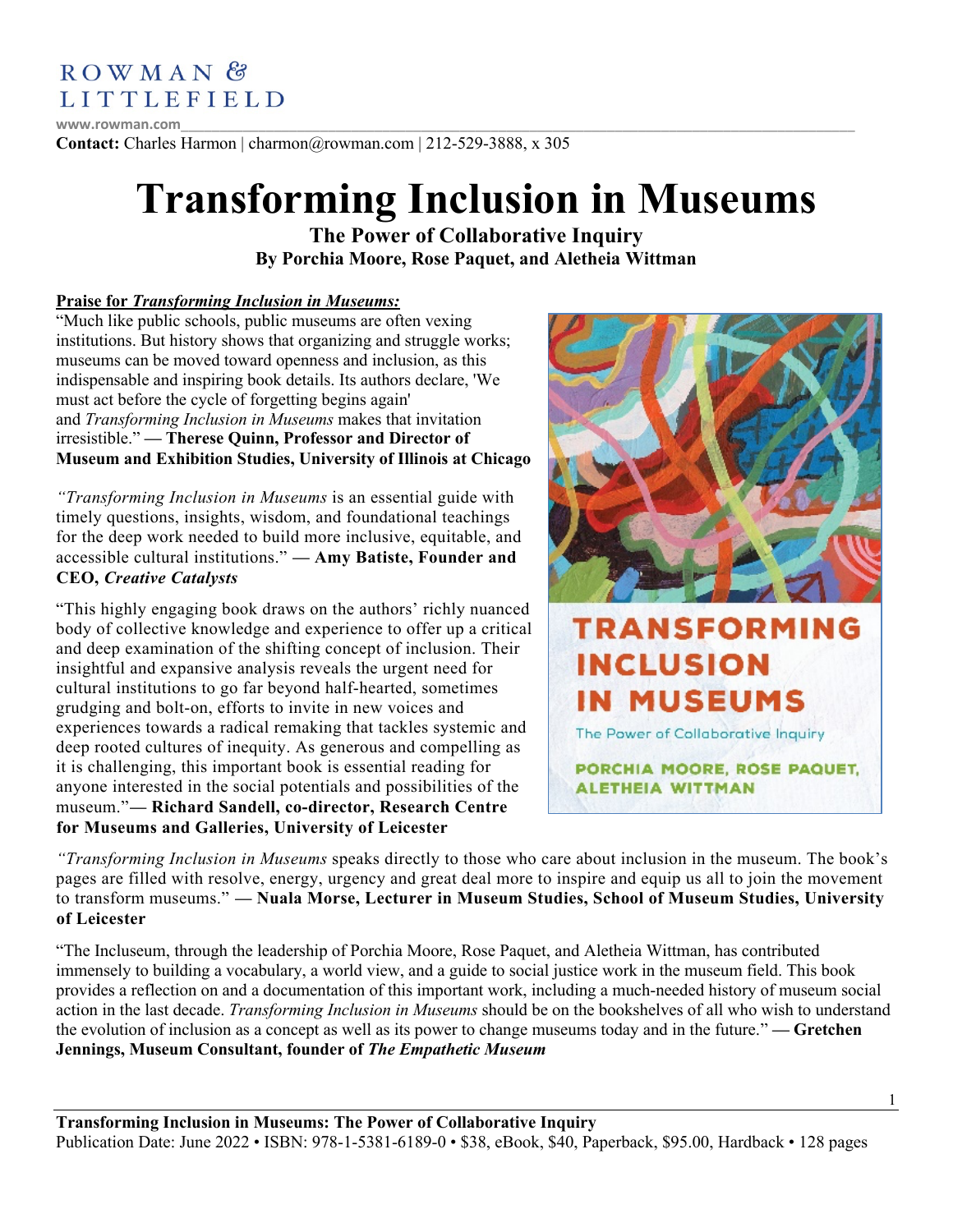ROWMAN & LITTLEFIELD

www.rowman.com

**Contact:** Charles Harmon | charmon@rowman.com | 212-529-3888, x 305

# Transforming Inclusion in Museums

## The Power of Collaborative Inquiry

### By Porchia Moore, Rose Paquet, and Aletheia Wittman

**Praise for *Transforming Inclusion in Museums:***

"Much like public schools, public museums are often vexing institutions. But history shows that organizing and struggle works; museums can be moved toward openness and inclusion, as this indispensable and inspiring book details. Its authors declare, 'We must act before the cycle of forgetting begins again' and *Transforming Inclusion in Museums* makes that invitation irresistible." **— Therese Quinn, Professor and Director of Museum and Exhibition Studies, University of Illinois at Chicago**

"*Transforming Inclusion in Museums* is an essential guide with timely questions, insights, wisdom, and foundational teachings for the deep work needed to build more inclusive, equitable, and accessible cultural institutions." **— Amy Batiste, Founder and CEO, *Creative Catalysts***

"This highly engaging book draws on the authors' richly nuanced body of collective knowledge and experience to offer up a critical and deep examination of the shifting concept of inclusion. Their insightful and expansive analysis reveals the urgent need for cultural institutions to go far beyond half-hearted, sometimes grudging and bolt-on, efforts to invite in new voices and experiences towards a radical remaking that tackles systemic and deep rooted cultures of inequity. As generous and compelling as it is challenging, this important book is essential reading for anyone interested in the social potentials and possibilities of the museum."**— Richard Sandell, co-director, Research Centre for Museums and Galleries, University of Leicester**

"*Transforming Inclusion in Museums* speaks directly to those who care about inclusion in the museum. The book's pages are filled with resolve, energy, urgency and great deal more to inspire and equip us all to join the movement to transform museums." **— Nuala Morse, Lecturer in Museum Studies, School of Museum Studies, University of Leicester**

"The Incluseum, through the leadership of Porchia Moore, Rose Paquet, and Aletheia Wittman, has contributed immensely to building a vocabulary, a world view, and a guide to social justice work in the museum field. This book provides a reflection on and a documentation of this important work, including a much-needed history of museum social action in the last decade. *Transforming Inclusion in Museums* should be on the bookshelves of all who wish to understand the evolution of inclusion as a concept as well as its power to change museums today and in the future." **— Gretchen Jennings, Museum Consultant, founder of *The Empathetic Museum***

**Transforming Inclusion in Museums: The Power of Collaborative Inquiry**

Publication Date: June 2022 • ISBN: 978-1-5381-6189-0 • $38, eBook, $40, Paperback, $95.00, Hardback • 128 pages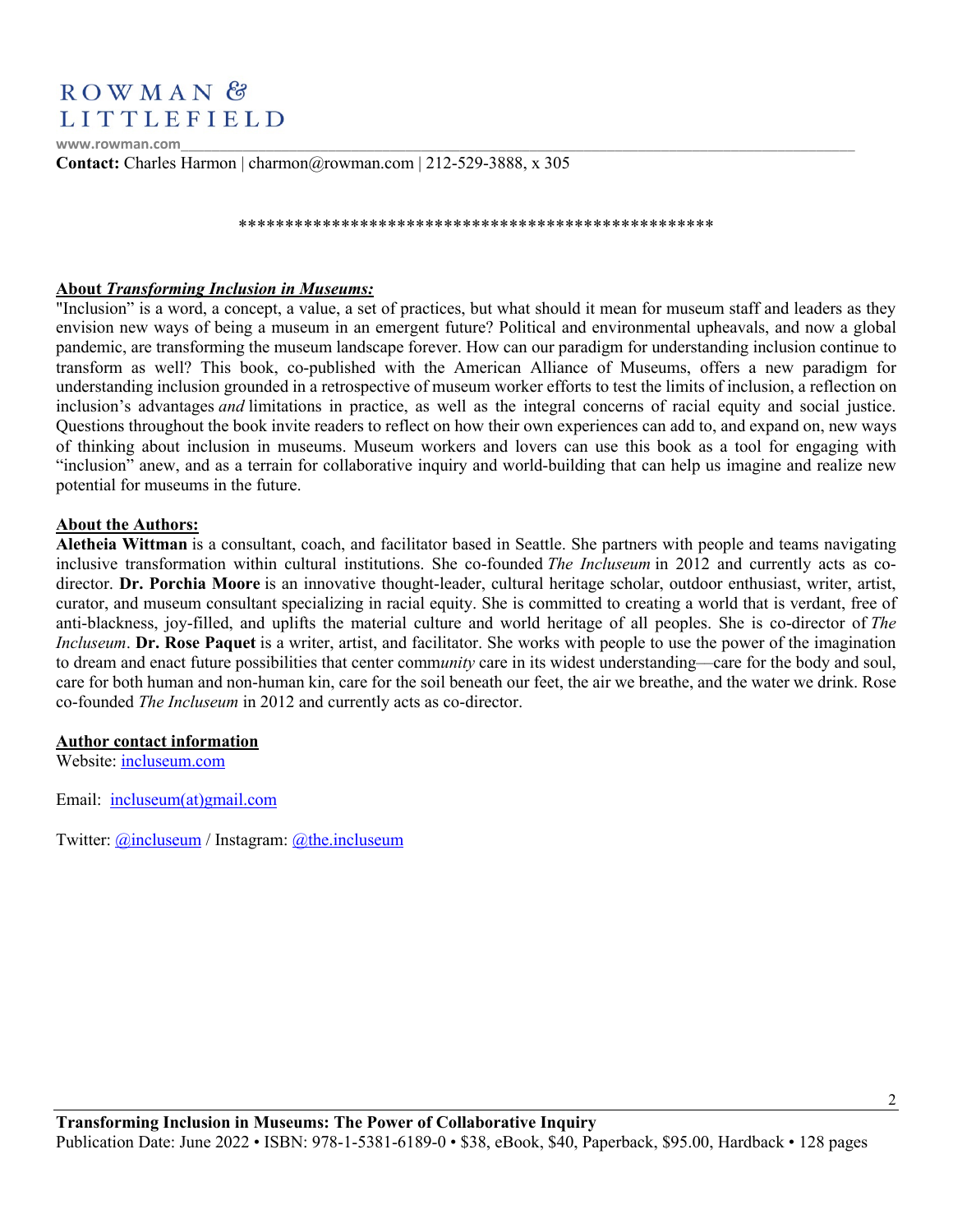ROWMAN & LITTLEFIELD

www.rowman.com

**Contact:** Charles Harmon | charmon@rowman.com | 212-529-3888, x 305

**************************************************

**About *Transforming Inclusion in Museums:***

"Inclusion" is a word, a concept, a value, a set of practices, but what should it mean for museum staff and leaders as they envision new ways of being a museum in an emergent future? Political and environmental upheavals, and now a global pandemic, are transforming the museum landscape forever. How can our paradigm for understanding inclusion continue to transform as well? This book, co-published with the American Alliance of Museums, offers a new paradigm for understanding inclusion grounded in a retrospective of museum worker efforts to test the limits of inclusion, a reflection on inclusion's advantages *and* limitations in practice, as well as the integral concerns of racial equity and social justice. Questions throughout the book invite readers to reflect on how their own experiences can add to, and expand on, new ways of thinking about inclusion in museums. Museum workers and lovers can use this book as a tool for engaging with "inclusion" anew, and as a terrain for collaborative inquiry and world-building that can help us imagine and realize new potential for museums in the future.

**About the Authors:**

**Aletheia Wittman** is a consultant, coach, and facilitator based in Seattle. She partners with people and teams navigating inclusive transformation within cultural institutions. She co-founded *The Incluseum* in 2012 and currently acts as co-director. **Dr. Porchia Moore** is an innovative thought-leader, cultural heritage scholar, outdoor enthusiast, writer, artist, curator, and museum consultant specializing in racial equity. She is committed to creating a world that is verdant, free of anti-blackness, joy-filled, and uplifts the material culture and world heritage of all peoples. She is co-director of *The Incluseum*. **Dr. Rose Paquet** is a writer, artist, and facilitator. She works with people to use the power of the imagination to dream and enact future possibilities that center comm*unity* care in its widest understanding—care for the body and soul, care for both human and non-human kin, care for the soil beneath our feet, the air we breathe, and the water we drink. Rose co-founded *The Incluseum* in 2012 and currently acts as co-director.

**Author contact information**

Website: incluseum.com

Email: incluseum(at)gmail.com

Twitter: @incluseum / Instagram: @the.incluseum

**Transforming Inclusion in Museums: The Power of Collaborative Inquiry**

Publication Date: June 2022 • ISBN: 978-1-5381-6189-0 • $38, eBook, $40, Paperback, $95.00, Hardback • 128 pages